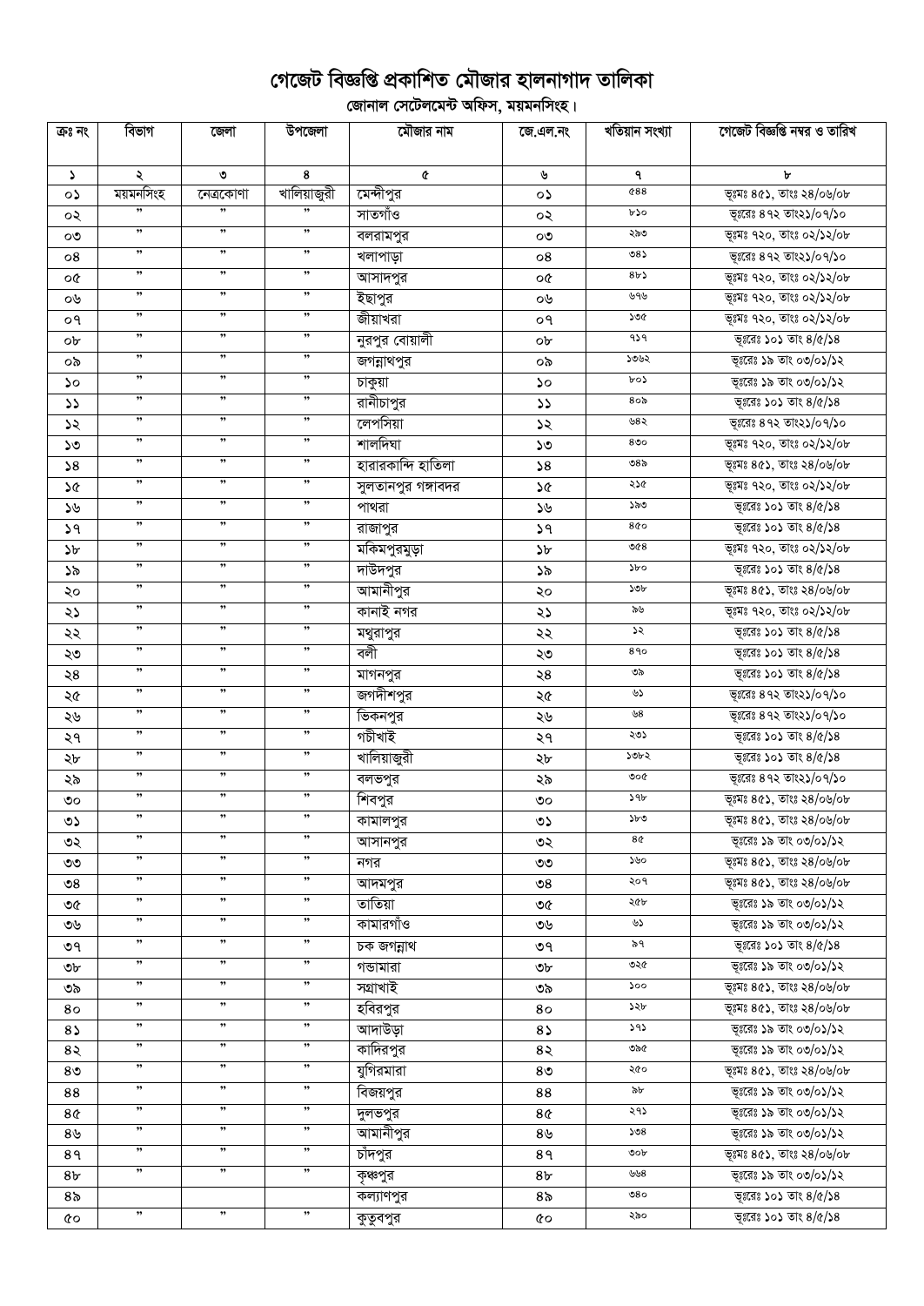# গেজেট বিজ্ঞপ্তি প্রকাশিত মৌজার হালনাগাদ তালিকা

## জোনাল সেটেলমেন্ট অফিস, ময়মনসিংহ।

| ক্রঃ নং | বিভাগ | জেলা | উপজেলা | মৌজার নাম | জে.এল.নং | খতিয়ান সংখ্যা | গেজেট বিজ্ঞপ্তি নম্বর ও তারিখ |
|---|---|---|---|---|---|---|---|
| ১ | ২ | ৩ | ৪ | ৫ | ৬ | ৭ | ৮ |
| ০১ | ময়মনসিংহ | নেত্রকোণা | খালিয়াজুরী | মেন্দীপুর | ০১ | ৫৪৪ | ভূঃমঃ ৪৫১, তাং ২৪/০৬/০৮ |
| ০২ | ” | ” | ” | সাতগাঁও | ০২ | ৮১০ | ভূঃরেঃ ৪৭২ তাং২১/০৭/১০ |
| ০৩ | ” | ” | ” | বলরামপুর | ০৩ | ২৯৩ | ভূঃমঃ ৭২০, তাং ০২/১২/০৮ |
| ০৪ | ” | ” | ” | খলাপাড়া | ০৪ | ৩৪১ | ভূঃরেঃ ৪৭২ তাং২১/০৭/১০ |
| ০৫ | ” | ” | ” | আসাদপুর | ০৫ | ৪৮১ | ভূঃমঃ ৭২০, তাং ০২/১২/০৮ |
| ০৬ | ” | ” | ” | ইছাপুর | ০৬ | ৬৭৬ | ভূঃমঃ ৭২০, তাং ০২/১২/০৮ |
| ০৭ | ” | ” | ” | জীয়াখরা | ০৭ | ১৩৫ | ভূঃমঃ ৭২০, তাং ০২/১২/০৮ |
| ০৮ | ” | ” | ” | নুরপুর বোয়ালী | ০৮ | ৭১৭ | ভূঃরেঃ ১০১ তাং ৪/৫/১৪ |
| ০৯ | ” | ” | ” | জগন্নাথপুর | ০৯ | ১৩৬২ | ভূঃরেঃ ১৯ তাং ০৩/০১/১২ |
| ১০ | ” | ” | ” | চাকুয়া | ১০ | ৮০১ | ভূঃরেঃ ১৯ তাং ০৩/০১/১২ |
| ১১ | ” | ” | ” | রানীচাপুর | ১১ | ৪০৯ | ভূঃরেঃ ১০১ তাং ৪/৫/১৪ |
| ১২ | ” | ” | ” | লেপসিয়া | ১২ | ৬৪২ | ভূঃরেঃ ৪৭২ তাং২১/০৭/১০ |
| ১৩ | ” | ” | ” | শালদিঘা | ১৩ | ৪৩০ | ভূঃমঃ ৭২০, তাং ০২/১২/০৮ |
| ১৪ | ” | ” | ” | হারারকান্দি হাতিলা | ১৪ | ৩৪৯ | ভূঃমঃ ৪৫১, তাং ২৪/০৬/০৮ |
| ১৫ | ” | ” | ” | সুলতানপুর গঙ্গাবদর | ১৫ | ২১৫ | ভূঃমঃ ৭২০, তাং ০২/১২/০৮ |
| ১৬ | ” | ” | ” | পাথরা | ১৬ | ১৯৩ | ভূঃরেঃ ১০১ তাং ৪/৫/১৪ |
| ১৭ | ” | ” | ” | রাজাপুর | ১৭ | ৪৫০ | ভূঃরেঃ ১০১ তাং ৪/৫/১৪ |
| ১৮ | ” | ” | ” | মকিমপুরমুড়া | ১৮ | ৩৫৪ | ভূঃমঃ ৭২০, তাং ০২/১২/০৮ |
| ১৯ | ” | ” | ” | দাউদপুর | ১৯ | ১৮০ | ভূঃরেঃ ১০১ তাং ৪/৫/১৪ |
| ২০ | ” | ” | ” | আমানীপুর | ২০ | ১৩৮ | ভূঃমঃ ৪৫১, তাং ২৪/০৬/০৮ |
| ২১ | ” | ” | ” | কানাই নগর | ২১ | ৯৬ | ভূঃমঃ ৭২০, তাং ০২/১২/০৮ |
| ২২ | ” | ” | ” | মথুরাপুর | ২২ | ১২ | ভূঃরেঃ ১০১ তাং ৪/৫/১৪ |
| ২৩ | ” | ” | ” | বলী | ২৩ | ৪৭০ | ভূঃরেঃ ১০১ তাং ৪/৫/১৪ |
| ২৪ | ” | ” | ” | মাগনপুর | ২৪ | ৩৯ | ভূঃরেঃ ১০১ তাং ৪/৫/১৪ |
| ২৫ | ” | ” | ” | জগদীশপুর | ২৫ | ৬১ | ভূঃরেঃ ৪৭২ তাং২১/০৭/১০ |
| ২৬ | ” | ” | ” | ভিকনপুর | ২৬ | ৬৪ | ভূঃরেঃ ৪৭২ তাং২১/০৭/১০ |
| ২৭ | ” | ” | ” | গচীখাই | ২৭ | ২৩১ | ভূঃরেঃ ১০১ তাং ৪/৫/১৪ |
| ২৮ | ” | ” | ” | খালিয়াজুরী | ২৮ | ১৩৮২ | ভূঃরেঃ ১০১ তাং ৪/৫/১৪ |
| ২৯ | ” | ” | ” | বলভপুর | ২৯ | ৩০৫ | ভূঃরেঃ ৪৭২ তাং২১/০৭/১০ |
| ৩০ | ” | ” | ” | শিবপুর | ৩০ | ১৭৮ | ভূঃমঃ ৪৫১, তাং ২৪/০৬/০৮ |
| ৩১ | ” | ” | ” | কামালপুর | ৩১ | ১৮৩ | ভূঃমঃ ৪৫১, তাং ২৪/০৬/০৮ |
| ৩২ | ” | ” | ” | আসানপুর | ৩২ | ৪৫ | ভূঃরেঃ ১৯ তাং ০৩/০১/১২ |
| ৩৩ | ” | ” | ” | নগর | ৩৩ | ১৬০ | ভূঃমঃ ৪৫১, তাং ২৪/০৬/০৮ |
| ৩৪ | ” | ” | ” | আদমপুর | ৩৪ | ২০৭ | ভূঃমঃ ৪৫১, তাং ২৪/০৬/০৮ |
| ৩৫ | ” | ” | ” | তাতিয়া | ৩৫ | ২৫৮ | ভূঃরেঃ ১৯ তাং ০৩/০১/১২ |
| ৩৬ | ” | ” | ” | কামারগাঁও | ৩৬ | ৬১ | ভূঃরেঃ ১৯ তাং ০৩/০১/১২ |
| ৩৭ | ” | ” | ” | চক জগন্নাথ | ৩৭ | ৯৭ | ভূঃরেঃ ১০১ তাং ৪/৫/১৪ |
| ৩৮ | ” | ” | ” | গন্ডামারা | ৩৮ | ৩২৫ | ভূঃরেঃ ১৯ তাং ০৩/০১/১২ |
| ৩৯ | ” | ” | ” | সগ্রাখাই | ৩৯ | ১০০ | ভূঃমঃ ৪৫১, তাং ২৪/০৬/০৮ |
| ৪০ | ” | ” | ” | হবিরপুর | ৪০ | ১২৮ | ভূঃমঃ ৪৫১, তাং ২৪/০৬/০৮ |
| ৪১ | ” | ” | ” | আদাউড়া | ৪১ | ১৭১ | ভূঃরেঃ ১৯ তাং ০৩/০১/১২ |
| ৪২ | ” | ” | ” | কাদিরপুর | ৪২ | ৩৯৫ | ভূঃরেঃ ১৯ তাং ০৩/০১/১২ |
| ৪৩ | ” | ” | ” | যুগিরমারা | ৪৩ | ২৫০ | ভূঃমঃ ৪৫১, তাং ২৪/০৬/০৮ |
| ৪৪ | ” | ” | ” | বিজয়পুর | ৪৪ | ৯৮ | ভূঃরেঃ ১৯ তাং ০৩/০১/১২ |
| ৪৫ | ” | ” | ” | দুলভপুর | ৪৫ | ২৭১ | ভূঃরেঃ ১৯ তাং ০৩/০১/১২ |
| ৪৬ | ” | ” | ” | আমানীপুর | ৪৬ | ১৩৪ | ভূঃরেঃ ১৯ তাং ০৩/০১/১২ |
| ৪৭ | ” | ” | ” | চাঁদপুর | ৪৭ | ৩০৮ | ভূঃমঃ ৪৫১, তাং ২৪/০৬/০৮ |
| ৪৮ | ” | ” | ” | কৃষ্ণপুর | ৪৮ | ৬৬৪ | ভূঃরেঃ ১৯ তাং ০৩/০১/১২ |
| ৪৯ | | | | কল্যাণপুর | ৪৯ | ৩৪০ | ভূঃরেঃ ১০১ তাং ৪/৫/১৪ |
| ৫০ | ” | ” | ” | কুতুবপুর | ৫০ | ২৯০ | ভূঃরেঃ ১০১ তাং ৪/৫/১৪ |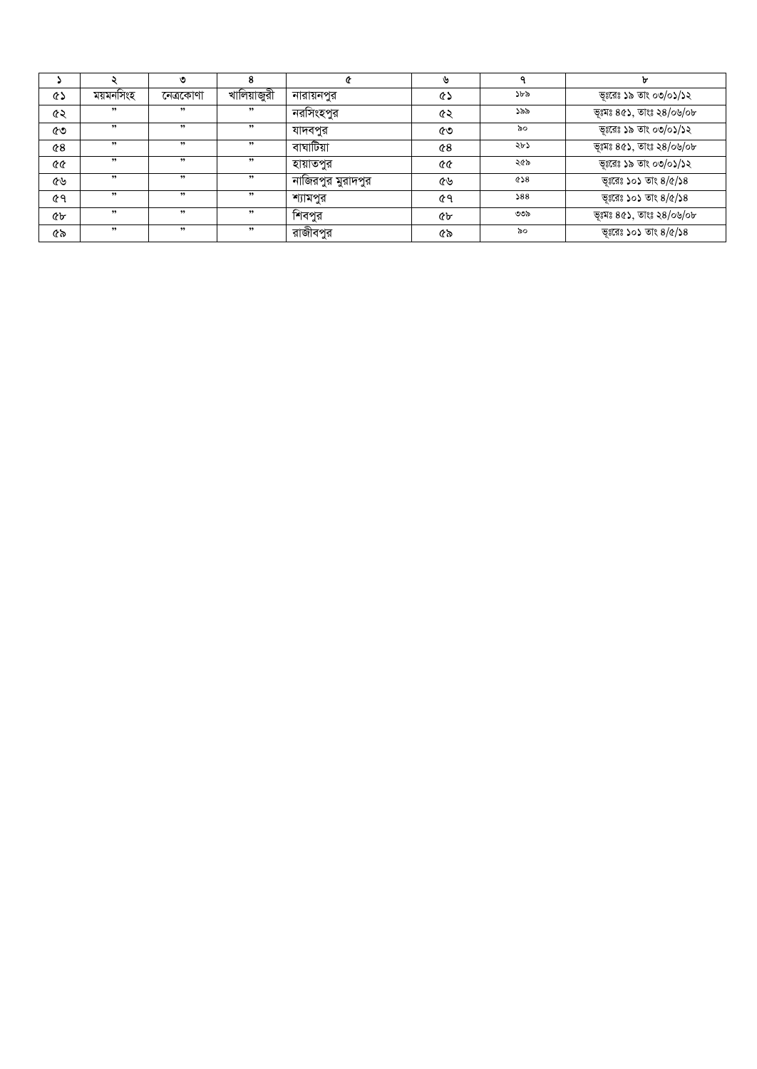| ১ | ২ | ৩ | ৪ | ৫ | ৬ | ৭ | ৮ |
|---|---|---|---|---|---|---|---|
| ৫১ | ময়মনসিংহ | নেত্রকোণা | খালিয়াজুরী | নারায়নপুর | ৫১ | ১৮৯ | ভূঃরেঃ ১৯ তাং ০৩/০১/১২ |
| ৫২ | ” | ” | ” | নরসিংহপুর | ৫২ | ১৯৯ | ভূঃমঃ ৪৫১, তাংঃ ২৪/০৬/০৮ |
| ৫৩ | ” | ” | ” | যাদবপুর | ৫৩ | ৯০ | ভূঃরেঃ ১৯ তাং ০৩/০১/১২ |
| ৫৪ | ” | ” | ” | বাঘাটিয়া | ৫৪ | ২৮১ | ভূঃমঃ ৪৫১, তাংঃ ২৪/০৬/০৮ |
| ৫৫ | ” | ” | ” | হায়াতপুর | ৫৫ | ২৫৯ | ভূঃরেঃ ১৯ তাং ০৩/০১/১২ |
| ৫৬ | ” | ” | ” | নাজিরপুর মুরাদপুর | ৫৬ | ৫১৪ | ভূঃরেঃ ১০১ তাং ৪/৫/১৪ |
| ৫৭ | ” | ” | ” | শ্যামপুর | ৫৭ | ১৪৪ | ভূঃরেঃ ১০১ তাং ৪/৫/১৪ |
| ৫৮ | ” | ” | ” | শিবপুর | ৫৮ | ৩৩৯ | ভূঃমঃ ৪৫১, তাংঃ ২৪/০৬/০৮ |
| ৫৯ | ” | ” | ” | রাজীবপুর | ৫৯ | ৯০ | ভূঃরেঃ ১০১ তাং ৪/৫/১৪ |